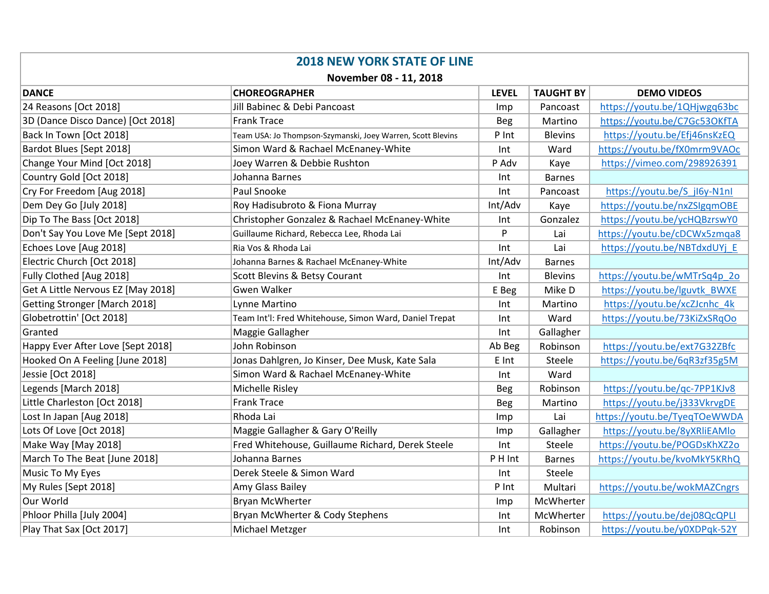# 2018 NEW YORK STATE OF LINE

**November 08 - 11, 2018**

| DANCE | CHOREOGRAPHER | LEVEL | TAUGHT BY | DEMO VIDEOS |
|---|---|---|---|---|
| 24 Reasons [Oct 2018] | Jill Babinec & Debi Pancoast | Imp | Pancoast | https://youtu.be/1QHjwgq63bc |
| 3D (Dance Disco Dance) [Oct 2018] | Frank Trace | Beg | Martino | https://youtu.be/C7Gc53OKfTA |
| Back In Town [Oct 2018] | Team USA: Jo Thompson-Szymanski, Joey Warren, Scott Blevins | P Int | Blevins | https://youtu.be/Efj46nsKzEQ |
| Bardot Blues [Sept 2018] | Simon Ward & Rachael McEnaney-White | Int | Ward | https://youtu.be/fX0mrm9VAOc |
| Change Your Mind [Oct 2018] | Joey Warren & Debbie Rushton | P Adv | Kaye | https://vimeo.com/298926391 |
| Country Gold [Oct 2018] | Johanna Barnes | Int | Barnes | |
| Cry For Freedom [Aug 2018] | Paul Snooke | Int | Pancoast | https://youtu.be/S_jI6y-N1nI |
| Dem Dey Go [July 2018] | Roy Hadisubroto & Fiona Murray | Int/Adv | Kaye | https://youtu.be/nxZSIgqmOBE |
| Dip To The Bass [Oct 2018] | Christopher Gonzalez & Rachael McEnaney-White | Int | Gonzalez | https://youtu.be/ycHQBzrswY0 |
| Don't Say You Love Me [Sept 2018] | Guillaume Richard, Rebecca Lee, Rhoda Lai | P | Lai | https://youtu.be/cDCWx5zmqa8 |
| Echoes Love [Aug 2018] | Ria Vos & Rhoda Lai | Int | Lai | https://youtu.be/NBTdxdUYj_E |
| Electric Church [Oct 2018] | Johanna Barnes & Rachael McEnaney-White | Int/Adv | Barnes | |
| Fully Clothed [Aug 2018] | Scott Blevins & Betsy Courant | Int | Blevins | https://youtu.be/wMTrSq4p_2o |
| Get A Little Nervous EZ [May 2018] | Gwen Walker | E Beg | Mike D | https://youtu.be/lguvtk_BWXE |
| Getting Stronger [March 2018] | Lynne Martino | Int | Martino | https://youtu.be/xcZJcnhc_4k |
| Globetrottin' [Oct 2018] | Team Int'l: Fred Whitehouse, Simon Ward, Daniel Trepat | Int | Ward | https://youtu.be/73KiZxSRqOo |
| Granted | Maggie Gallagher | Int | Gallagher | |
| Happy Ever After Love [Sept 2018] | John Robinson | Ab Beg | Robinson | https://youtu.be/ext7G32ZBfc |
| Hooked On A Feeling [June 2018] | Jonas Dahlgren, Jo Kinser, Dee Musk, Kate Sala | E Int | Steele | https://youtu.be/6qR3zf35g5M |
| Jessie [Oct 2018] | Simon Ward & Rachael McEnaney-White | Int | Ward | |
| Legends [March 2018] | Michelle Risley | Beg | Robinson | https://youtu.be/qc-7PP1KJv8 |
| Little Charleston [Oct 2018] | Frank Trace | Beg | Martino | https://youtu.be/j333VkrvgDE |
| Lost In Japan [Aug 2018] | Rhoda Lai | Imp | Lai | https://youtu.be/TyeqTOeWWDA |
| Lots Of Love [Oct 2018] | Maggie Gallagher & Gary O'Reilly | Imp | Gallagher | https://youtu.be/8yXRliEAMlo |
| Make Way [May 2018] | Fred Whitehouse, Guillaume Richard, Derek Steele | Int | Steele | https://youtu.be/POGDsKhXZ2o |
| March To The Beat [June 2018] | Johanna Barnes | P H Int | Barnes | https://youtu.be/kvoMkY5KRhQ |
| Music To My Eyes | Derek Steele & Simon Ward | Int | Steele | |
| My Rules [Sept 2018] | Amy Glass Bailey | P Int | Multari | https://youtu.be/wokMAZCngrs |
| Our World | Bryan McWherter | Imp | McWherter | |
| Phloor Philla [July 2004] | Bryan McWherter & Cody Stephens | Int | McWherter | https://youtu.be/dej08QcQPLI |
| Play That Sax [Oct 2017] | Michael Metzger | Int | Robinson | https://youtu.be/y0XDPqk-52Y |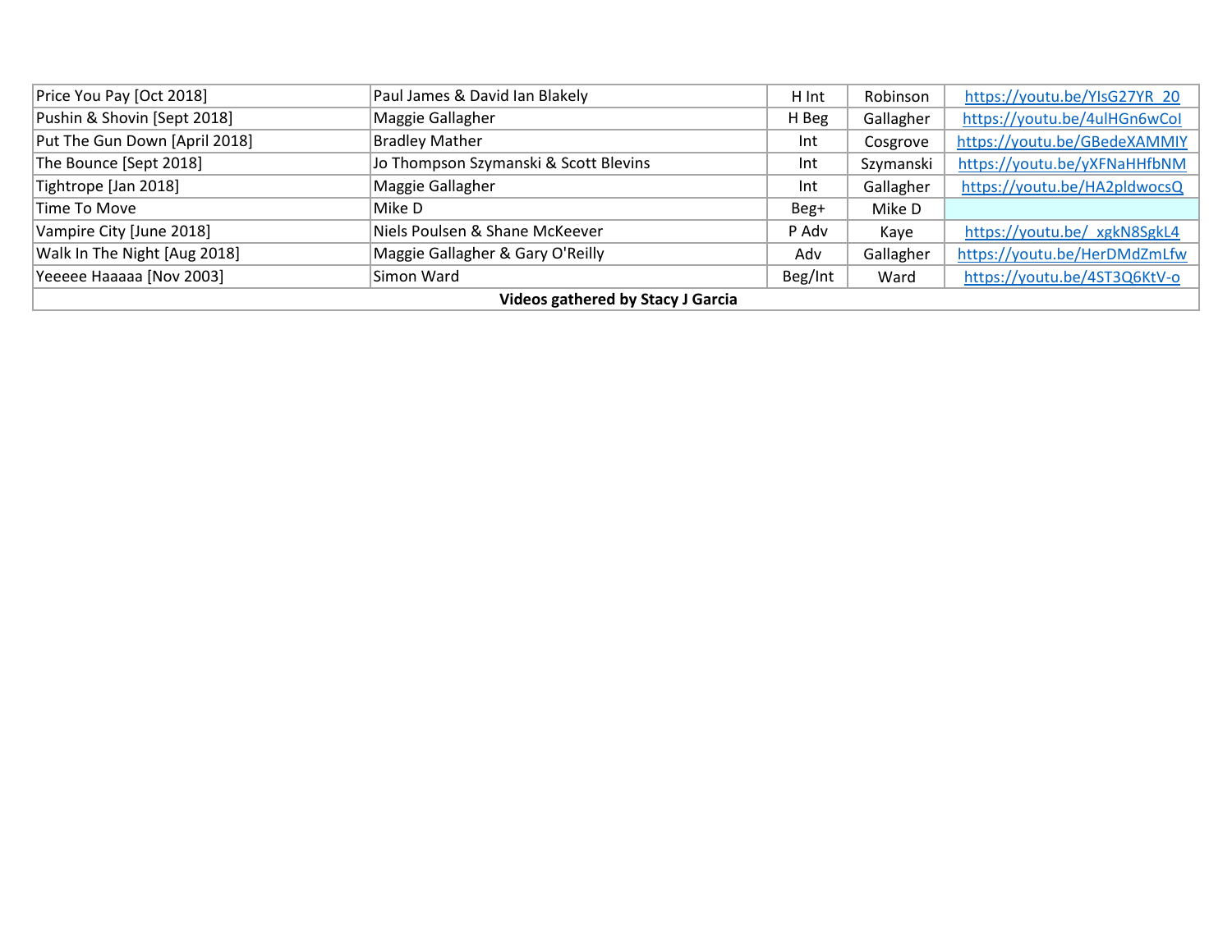| | | | | |
|---|---|---|---|---|
| Price You Pay [Oct 2018] | Paul James & David Ian Blakely | H Int | Robinson | https://youtu.be/YIsG27YR_20 |
| Pushin & Shovin [Sept 2018] | Maggie Gallagher | H Beg | Gallagher | https://youtu.be/4ulHGn6wCoI |
| Put The Gun Down [April 2018] | Bradley Mather | Int | Cosgrove | https://youtu.be/GBedeXAMMIY |
| The Bounce [Sept 2018] | Jo Thompson Szymanski & Scott Blevins | Int | Szymanski | https://youtu.be/yXFNaHHfbNM |
| Tightrope [Jan 2018] | Maggie Gallagher | Int | Gallagher | https://youtu.be/HA2pldwocsQ |
| Time To Move | Mike D | Beg+ | Mike D | |
| Vampire City [June 2018] | Niels Poulsen & Shane McKeever | P Adv | Kaye | https://youtu.be/_xgkN8SgkL4 |
| Walk In The Night [Aug 2018] | Maggie Gallagher & Gary O'Reilly | Adv | Gallagher | https://youtu.be/HerDMdZmLfw |
| Yeeeee Haaaaa [Nov 2003] | Simon Ward | Beg/Int | Ward | https://youtu.be/4ST3Q6KtV-o |
| **Videos gathered by Stacy J Garcia** | | | | |